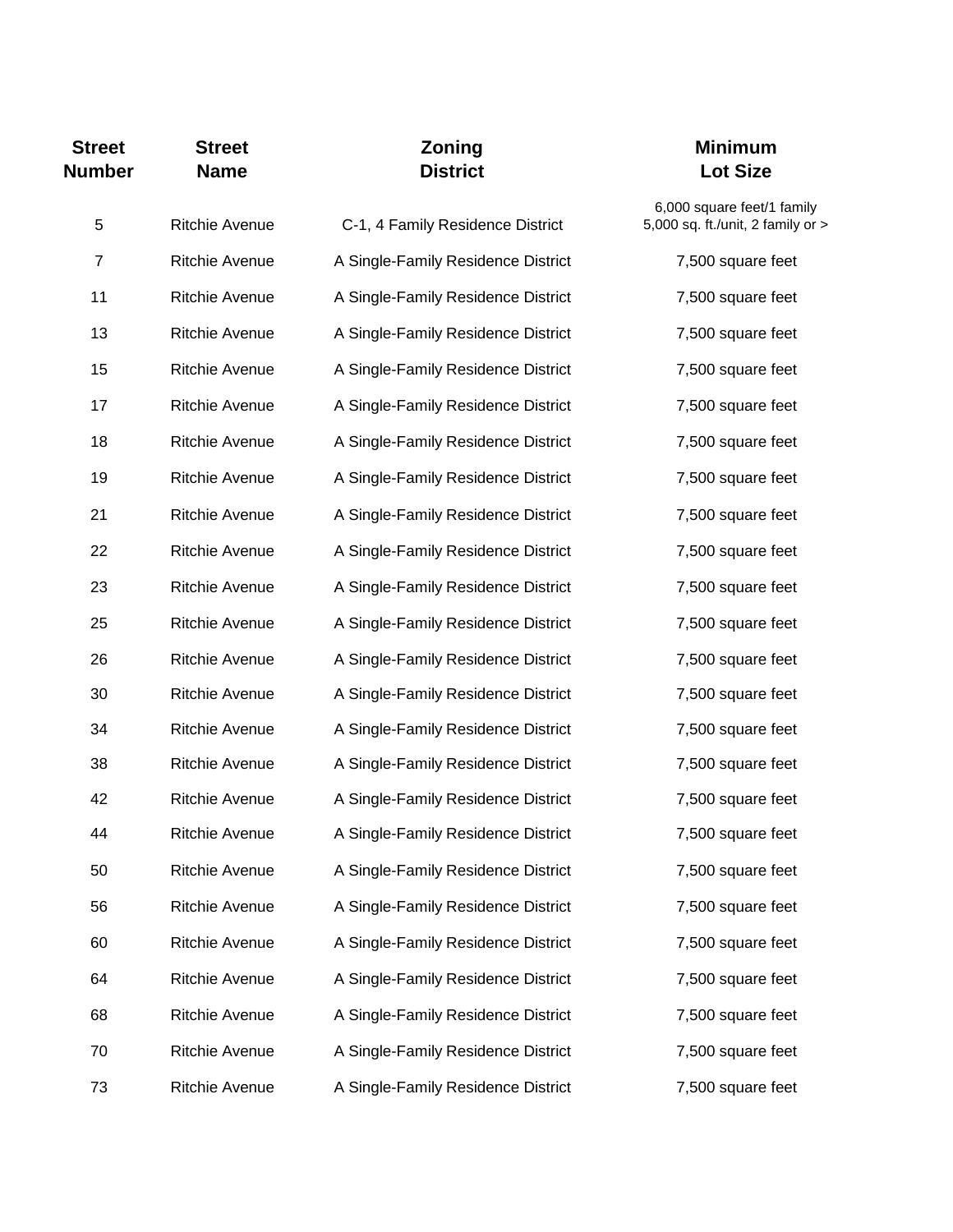| Street Number | Street Name | Zoning District | Minimum Lot Size |
|---|---|---|---|
| 5 | Ritchie Avenue | C-1, 4 Family Residence District | 6,000 square feet/1 family<br>5,000 sq. ft./unit, 2 family or > |
| 7 | Ritchie Avenue | A Single-Family Residence District | 7,500 square feet |
| 11 | Ritchie Avenue | A Single-Family Residence District | 7,500 square feet |
| 13 | Ritchie Avenue | A Single-Family Residence District | 7,500 square feet |
| 15 | Ritchie Avenue | A Single-Family Residence District | 7,500 square feet |
| 17 | Ritchie Avenue | A Single-Family Residence District | 7,500 square feet |
| 18 | Ritchie Avenue | A Single-Family Residence District | 7,500 square feet |
| 19 | Ritchie Avenue | A Single-Family Residence District | 7,500 square feet |
| 21 | Ritchie Avenue | A Single-Family Residence District | 7,500 square feet |
| 22 | Ritchie Avenue | A Single-Family Residence District | 7,500 square feet |
| 23 | Ritchie Avenue | A Single-Family Residence District | 7,500 square feet |
| 25 | Ritchie Avenue | A Single-Family Residence District | 7,500 square feet |
| 26 | Ritchie Avenue | A Single-Family Residence District | 7,500 square feet |
| 30 | Ritchie Avenue | A Single-Family Residence District | 7,500 square feet |
| 34 | Ritchie Avenue | A Single-Family Residence District | 7,500 square feet |
| 38 | Ritchie Avenue | A Single-Family Residence District | 7,500 square feet |
| 42 | Ritchie Avenue | A Single-Family Residence District | 7,500 square feet |
| 44 | Ritchie Avenue | A Single-Family Residence District | 7,500 square feet |
| 50 | Ritchie Avenue | A Single-Family Residence District | 7,500 square feet |
| 56 | Ritchie Avenue | A Single-Family Residence District | 7,500 square feet |
| 60 | Ritchie Avenue | A Single-Family Residence District | 7,500 square feet |
| 64 | Ritchie Avenue | A Single-Family Residence District | 7,500 square feet |
| 68 | Ritchie Avenue | A Single-Family Residence District | 7,500 square feet |
| 70 | Ritchie Avenue | A Single-Family Residence District | 7,500 square feet |
| 73 | Ritchie Avenue | A Single-Family Residence District | 7,500 square feet |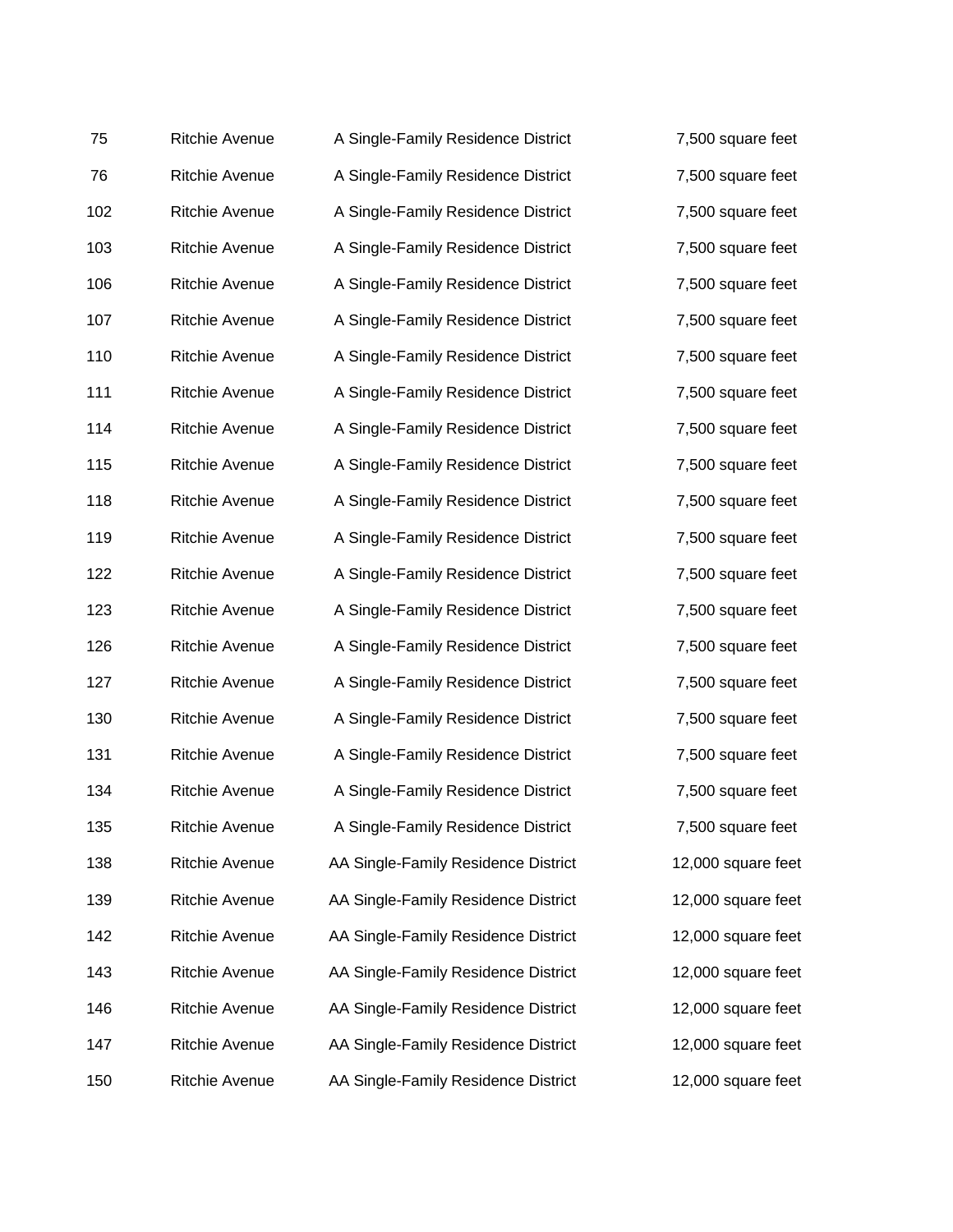| | | | |
|---|---|---|---|
| 75 | Ritchie Avenue | A Single-Family Residence District | 7,500 square feet |
| 76 | Ritchie Avenue | A Single-Family Residence District | 7,500 square feet |
| 102 | Ritchie Avenue | A Single-Family Residence District | 7,500 square feet |
| 103 | Ritchie Avenue | A Single-Family Residence District | 7,500 square feet |
| 106 | Ritchie Avenue | A Single-Family Residence District | 7,500 square feet |
| 107 | Ritchie Avenue | A Single-Family Residence District | 7,500 square feet |
| 110 | Ritchie Avenue | A Single-Family Residence District | 7,500 square feet |
| 111 | Ritchie Avenue | A Single-Family Residence District | 7,500 square feet |
| 114 | Ritchie Avenue | A Single-Family Residence District | 7,500 square feet |
| 115 | Ritchie Avenue | A Single-Family Residence District | 7,500 square feet |
| 118 | Ritchie Avenue | A Single-Family Residence District | 7,500 square feet |
| 119 | Ritchie Avenue | A Single-Family Residence District | 7,500 square feet |
| 122 | Ritchie Avenue | A Single-Family Residence District | 7,500 square feet |
| 123 | Ritchie Avenue | A Single-Family Residence District | 7,500 square feet |
| 126 | Ritchie Avenue | A Single-Family Residence District | 7,500 square feet |
| 127 | Ritchie Avenue | A Single-Family Residence District | 7,500 square feet |
| 130 | Ritchie Avenue | A Single-Family Residence District | 7,500 square feet |
| 131 | Ritchie Avenue | A Single-Family Residence District | 7,500 square feet |
| 134 | Ritchie Avenue | A Single-Family Residence District | 7,500 square feet |
| 135 | Ritchie Avenue | A Single-Family Residence District | 7,500 square feet |
| 138 | Ritchie Avenue | AA Single-Family Residence District | 12,000 square feet |
| 139 | Ritchie Avenue | AA Single-Family Residence District | 12,000 square feet |
| 142 | Ritchie Avenue | AA Single-Family Residence District | 12,000 square feet |
| 143 | Ritchie Avenue | AA Single-Family Residence District | 12,000 square feet |
| 146 | Ritchie Avenue | AA Single-Family Residence District | 12,000 square feet |
| 147 | Ritchie Avenue | AA Single-Family Residence District | 12,000 square feet |
| 150 | Ritchie Avenue | AA Single-Family Residence District | 12,000 square feet |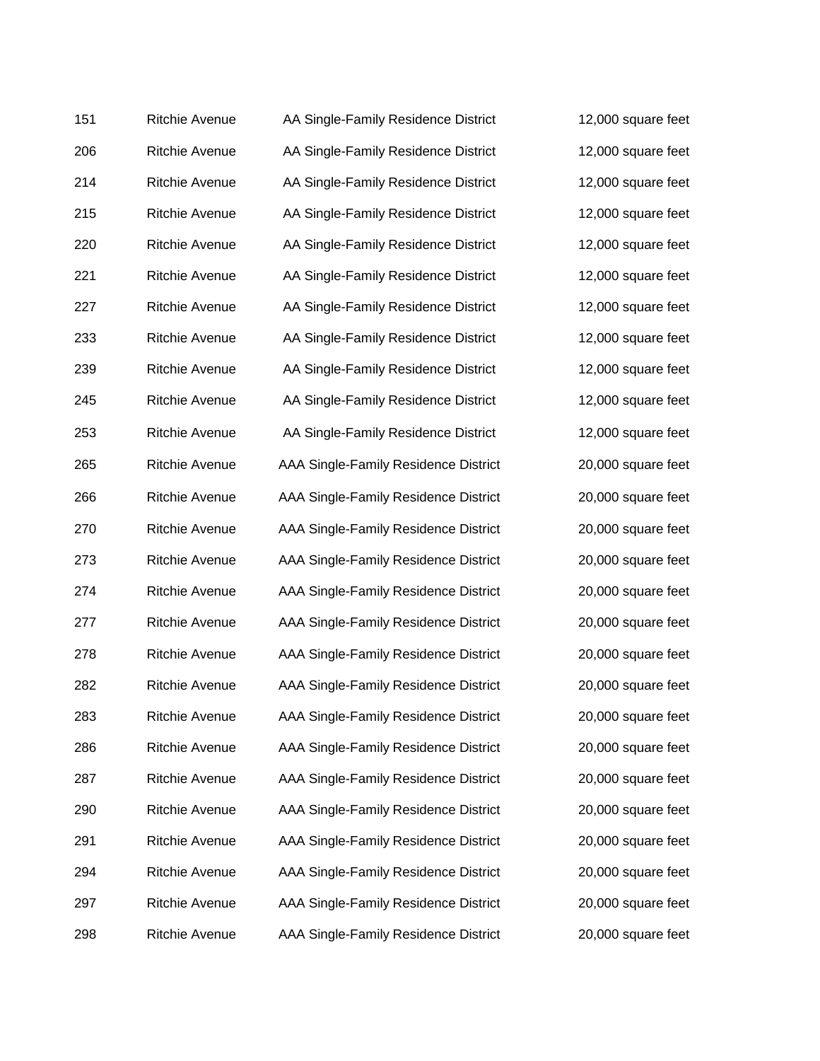| | | | |
|---|---|---|---|
| 151 | Ritchie Avenue | AA Single-Family Residence District | 12,000 square feet |
| 206 | Ritchie Avenue | AA Single-Family Residence District | 12,000 square feet |
| 214 | Ritchie Avenue | AA Single-Family Residence District | 12,000 square feet |
| 215 | Ritchie Avenue | AA Single-Family Residence District | 12,000 square feet |
| 220 | Ritchie Avenue | AA Single-Family Residence District | 12,000 square feet |
| 221 | Ritchie Avenue | AA Single-Family Residence District | 12,000 square feet |
| 227 | Ritchie Avenue | AA Single-Family Residence District | 12,000 square feet |
| 233 | Ritchie Avenue | AA Single-Family Residence District | 12,000 square feet |
| 239 | Ritchie Avenue | AA Single-Family Residence District | 12,000 square feet |
| 245 | Ritchie Avenue | AA Single-Family Residence District | 12,000 square feet |
| 253 | Ritchie Avenue | AA Single-Family Residence District | 12,000 square feet |
| 265 | Ritchie Avenue | AAA Single-Family Residence District | 20,000 square feet |
| 266 | Ritchie Avenue | AAA Single-Family Residence District | 20,000 square feet |
| 270 | Ritchie Avenue | AAA Single-Family Residence District | 20,000 square feet |
| 273 | Ritchie Avenue | AAA Single-Family Residence District | 20,000 square feet |
| 274 | Ritchie Avenue | AAA Single-Family Residence District | 20,000 square feet |
| 277 | Ritchie Avenue | AAA Single-Family Residence District | 20,000 square feet |
| 278 | Ritchie Avenue | AAA Single-Family Residence District | 20,000 square feet |
| 282 | Ritchie Avenue | AAA Single-Family Residence District | 20,000 square feet |
| 283 | Ritchie Avenue | AAA Single-Family Residence District | 20,000 square feet |
| 286 | Ritchie Avenue | AAA Single-Family Residence District | 20,000 square feet |
| 287 | Ritchie Avenue | AAA Single-Family Residence District | 20,000 square feet |
| 290 | Ritchie Avenue | AAA Single-Family Residence District | 20,000 square feet |
| 291 | Ritchie Avenue | AAA Single-Family Residence District | 20,000 square feet |
| 294 | Ritchie Avenue | AAA Single-Family Residence District | 20,000 square feet |
| 297 | Ritchie Avenue | AAA Single-Family Residence District | 20,000 square feet |
| 298 | Ritchie Avenue | AAA Single-Family Residence District | 20,000 square feet |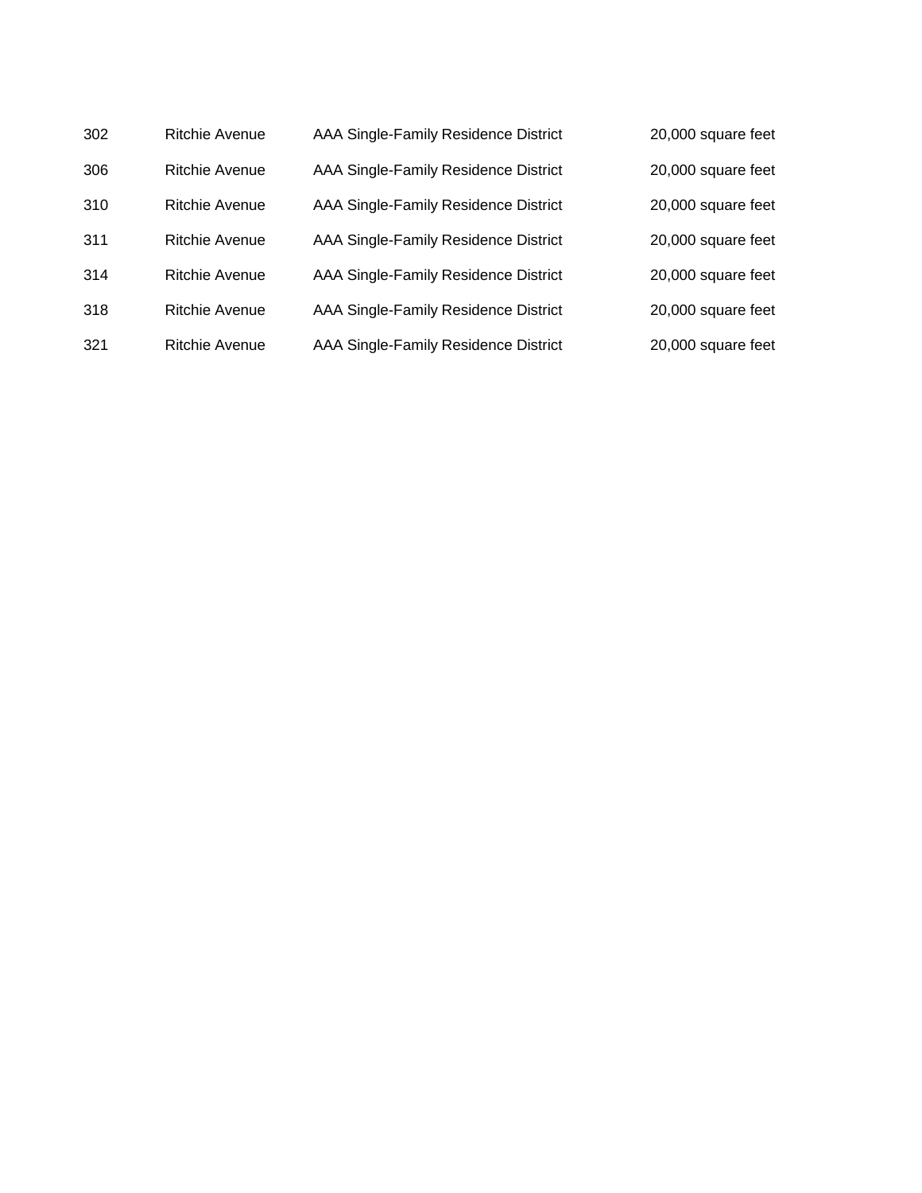| | | | |
|---|---|---|---|
| 302 | Ritchie Avenue | AAA Single-Family Residence District | 20,000 square feet |
| 306 | Ritchie Avenue | AAA Single-Family Residence District | 20,000 square feet |
| 310 | Ritchie Avenue | AAA Single-Family Residence District | 20,000 square feet |
| 311 | Ritchie Avenue | AAA Single-Family Residence District | 20,000 square feet |
| 314 | Ritchie Avenue | AAA Single-Family Residence District | 20,000 square feet |
| 318 | Ritchie Avenue | AAA Single-Family Residence District | 20,000 square feet |
| 321 | Ritchie Avenue | AAA Single-Family Residence District | 20,000 square feet |